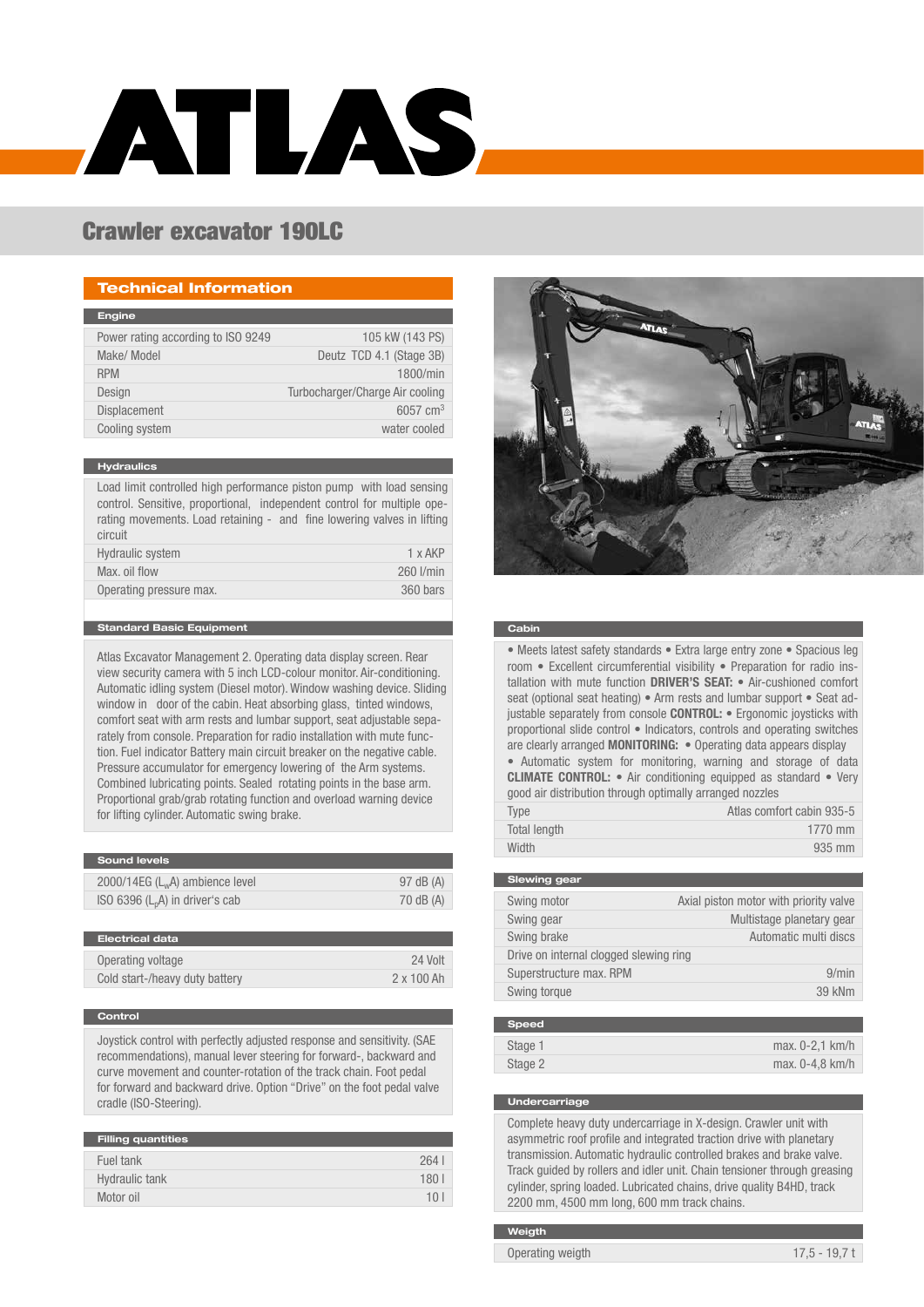# ATLAS

## Crawler excavator 190LC

### Technical Information

#### Engine

| | |
|---|---|
| Power rating according to ISO 9249 | 105 kW (143 PS) |
| Make/ Model | Deutz TCD 4.1 (Stage 3B) |
| RPM | 1800/min |
| Design | Turbocharger/Charge Air cooling |
| Displacement | 6057 $cm^3$ |
| Cooling system | water cooled |

#### Hydraulics

Load limit controlled high performance piston pump with load sensing control. Sensitive, proportional, independent control for multiple operating movements. Load retaining - and fine lowering valves in lifting circuit

| | |
|---|---|
| Hydraulic system | 1 x AKP |
| Max. oil flow | 260 l/min |
| Operating pressure max. | 360 bars |

#### Standard Basic Equipment

Atlas Excavator Management 2. Operating data display screen. Rear view security camera with 5 inch LCD-colour monitor. Air-conditioning. Automatic idling system (Diesel motor). Window washing device. Sliding window in door of the cabin. Heat absorbing glass, tinted windows, comfort seat with arm rests and lumbar support, seat adjustable separately from console. Preparation for radio installation with mute function. Fuel indicator Battery main circuit breaker on the negative cable. Pressure accumulator for emergency lowering of the Arm systems. Combined lubricating points. Sealed rotating points in the base arm. Proportional grab/grab rotating function and overload warning device for lifting cylinder. Automatic swing brake.

#### Sound levels

| | |
|---|---|
| 2000/14EG ($L_wA$) ambience level | 97 dB (A) |
| ISO 6396 ($L_pA$) in driver's cab | 70 dB (A) |

#### Electrical data

| | |
|---|---|
| Operating voltage | 24 Volt |
| Cold start-/heavy duty battery | 2 x 100 Ah |

#### Control

Joystick control with perfectly adjusted response and sensitivity. (SAE recommendations), manual lever steering for forward-, backward and curve movement and counter-rotation of the track chain. Foot pedal for forward and backward drive. Option "Drive" on the foot pedal valve cradle (ISO-Steering).

#### Filling quantities

| | |
|---|---|
| Fuel tank | 264 l |
| Hydraulic tank | 180 l |
| Motor oil | 10 l |

#### Cabin

• Meets latest safety standards • Extra large entry zone • Spacious leg room • Excellent circumferential visibility • Preparation for radio installation with mute function **DRIVER'S SEAT:** • Air-cushioned comfort seat (optional seat heating) • Arm rests and lumbar support • Seat adjustable separately from console **CONTROL:** • Ergonomic joysticks with proportional slide control • Indicators, controls and operating switches are clearly arranged **MONITORING:** • Operating data appears display • Automatic system for monitoring, warning and storage of data **CLIMATE CONTROL:** • Air conditioning equipped as standard • Very good air distribution through optimally arranged nozzles

| | |
|---|---|
| Type | Atlas comfort cabin 935-5 |
| Total length | 1770 mm |
| Width | 935 mm |

#### Slewing gear

| | |
|---|---|
| Swing motor | Axial piston motor with priority valve |
| Swing gear | Multistage planetary gear |
| Swing brake | Automatic multi discs |
| Drive on internal clogged slewing ring | |
| Superstructure max. RPM | 9/min |
| Swing torque | 39 kNm |

#### Speed

| | |
|---|---|
| Stage 1 | max. 0-2,1 km/h |
| Stage 2 | max. 0-4,8 km/h |

#### Undercarriage

Complete heavy duty undercarriage in X-design. Crawler unit with asymmetric roof profile and integrated traction drive with planetary transmission. Automatic hydraulic controlled brakes and brake valve. Track guided by rollers and idler unit. Chain tensioner through greasing cylinder, spring loaded. Lubricated chains, drive quality B4HD, track 2200 mm, 4500 mm long, 600 mm track chains.

#### Weigth

| | |
|---|---|
| Operating weigth | 17,5 - 19,7 t |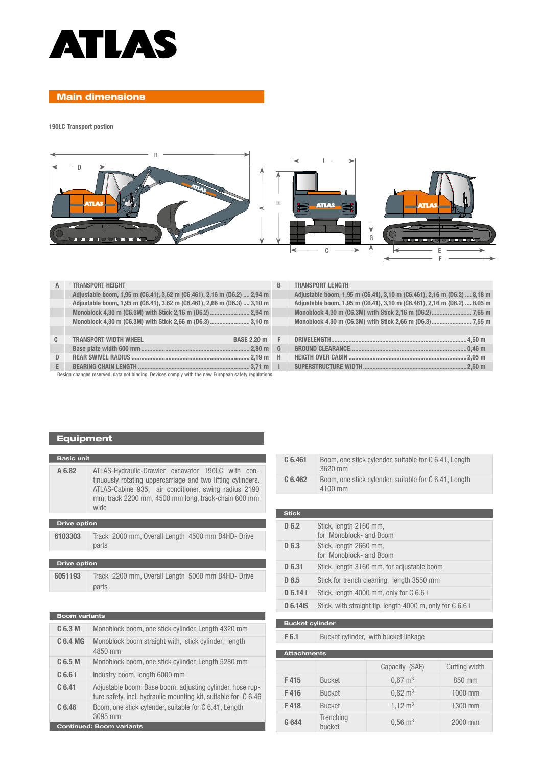# ATLAS

## Main dimensions

**190LC Transport postion**

| | | | |
|---|---|---|---|
| A | TRANSPORT HEIGHT | B | TRANSPORT LENGTH |
| | Adjustable boom, 1,95 m (C6.41), 3,62 m (C6.461), 2,16 m (D6.2) .... 2,94 m | | Adjustable boom, 1,95 m (C6.41), 3,10 m (C6.461), 2,16 m (D6.2) .... 8,18 m |
| | Adjustable boom, 1,95 m (C6.41), 3,62 m (C6.461), 2,66 m (D6.3) .... 3,10 m | | Adjustable boom, 1,95 m (C6.41), 3,10 m (C6.461), 2,16 m (D6.2) .... 8,05 m |
| | Monoblock 4,30 m (C6.3M) with Stick 2,16 m (D6.2) ........ 2,94 m | | Monoblock 4,30 m (C6.3M) with Stick 2,16 m (D6.2) ........ 7,65 m |
| | Monoblock 4,30 m (C6.3M) with Stick 2,66 m (D6.3) ........ 3,10 m | | Monoblock 4,30 m (C6.3M) with Stick 2,66 m (D6.3) ........ 7,55 m |
| | | | |
| C | TRANSPORT WIDTH WHEEL BASE 2,20 m | F | DRIVELENGTH .... 4,50 m |
| | Base plate width 600 mm .... 2,80 m | G | GROUND CLEARANCE .... 0,46 m |
| D | REAR SWIVEL RADIUS .... 2,19 m | H | HEIGTH OVER CABIN .... 2,95 m |
| E | BEARING CHAIN LENGTH .... 3,71 m | I | SUPERSTRUCTURE WIDTH .... 2,50 m |

Design changes reserved, data not binding. Devices comply with the new European safety regulations.

## Equipment

### Basic unit

| | |
|---|---|
| A 6.82 | ATLAS-Hydraulic-Crawler excavator 190LC with continuously rotating uppercarriage and two lifting cylinders. ATLAS-Cabine 935, air conditioner, swing radius 2190 mm, track 2200 mm, 4500 mm long, track-chain 600 mm wide |

### Drive option

| | |
|---|---|
| 6103303 | Track 2000 mm, Overall Length 4500 mm B4HD- Drive parts |

### Drive option

| | |
|---|---|
| 6051193 | Track 2200 mm, Overall Length 5000 mm B4HD- Drive parts |

### Boom variants

| | |
|---|---|
| C 6.3 M | Monoblock boom, one stick cylinder, Length 4320 mm |
| C 6.4 MG | Monoblock boom straight with, stick cylinder, length 4850 mm |
| C 6.5 M | Monoblock boom, one stick cylinder, Length 5280 mm |
| C 6.6 i | Industry boom, length 6000 mm |
| C 6.41 | Adjustable boom: Base boom, adjusting cylinder, hose rupture safety, incl. hydraulic mounting kit, suitable for C 6.46 |
| C 6.46 | Boom, one stick cylender, suitable for C 6.41, Length 3095 mm |

### Continued: Boom variants

| | |
|---|---|
| C 6.461 | Boom, one stick cylender, suitable for C 6.41, Length 3620 mm |
| C 6.462 | Boom, one stick cylender, suitable for C 6.41, Length 4100 mm |

### Stick

| | |
|---|---|
| D 6.2 | Stick, length 2160 mm, for Monoblock- and Boom |
| D 6.3 | Stick, length 2660 mm, for Monoblock- and Boom |
| D 6.31 | Stick, length 3160 mm, for adjustable boom |
| D 6.5 | Stick for trench cleaning, length 3550 mm |
| D 6.14 i | Stick, length 4000 mm, only for C 6.6 i |
| D 6.14iS | Stick. with straight tip, length 4000 m, only for C 6.6 i |

### Bucket cylinder

| | |
|---|---|
| F 6.1 | Bucket cylinder, with bucket linkage |

### Attachments

| | | Capacity (SAE) | Cutting width |
|---|---|---|---|
| F 415 | Bucket | 0,67 m$^3$ | 850 mm |
| F 416 | Bucket | 0,82 m$^3$ | 1000 mm |
| F 418 | Bucket | 1,12 m$^3$ | 1300 mm |
| G 644 | Trenching bucket | 0,56 m$^3$ | 2000 mm |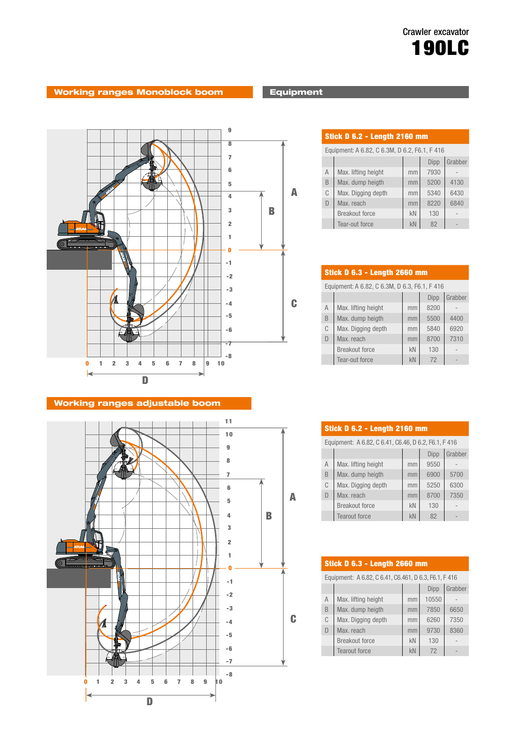Crawler excavator
# 190LC

## Working ranges Monoblock boom

A

B

C

D

## Equipment

### Stick D 6.2 - Length 2160 mm

Equipment: A 6.82, C 6.3M, D 6.2, F6.1, F 416

| | | | Dipp | Grabber |
|---|---|---|---|---|
| A | Max. lifting height | mm | 7930 | - |
| B | Max. dump heigth | mm | 5200 | 4130 |
| C | Max. Digging depth | mm | 5340 | 6430 |
| D | Max. reach | mm | 8220 | 6840 |
| | Breakout force | kN | 130 | - |
| | Tear-out force | kN | 82 | - |

### Stick D 6.3 - Length 2660 mm

Equipment: A 6.82, C 6.3M, D 6.3, F6.1, F 416

| | | | Dipp | Grabber |
|---|---|---|---|---|
| A | Max. lifting height | mm | 8200 | - |
| B | Max. dump heigth | mm | 5500 | 4400 |
| C | Max. Digging depth | mm | 5840 | 6920 |
| D | Max. reach | mm | 8700 | 7310 |
| | Breakout force | kN | 130 | - |
| | Tear-out force | kN | 72 | - |

## Working ranges adjustable boom

A

B

C

D

### Stick D 6.2 - Length 2160 mm

Equipment: A 6.82, C 6.41, C6.46, D 6.2, F6.1, F 416

| | | | Dipp | Grabber |
|---|---|---|---|---|
| A | Max. lifting height | mm | 9550 | - |
| B | Max. dump heigth | mm | 6900 | 5700 |
| C | Max. Digging depth | mm | 5250 | 6300 |
| D | Max. reach | mm | 8700 | 7350 |
| | Breakout force | kN | 130 | - |
| | Tearout force | kN | 82 | - |

### Stick D 6.3 - Length 2660 mm

Equipment: A 6.82, C 6.41, C6.461, D 6.3, F6.1, F 416

| | | | Dipp | Grabber |
|---|---|---|---|---|
| A | Max. lifting height | mm | 10550 | - |
| B | Max. dump heigth | mm | 7850 | 6650 |
| C | Max. Digging depth | mm | 6260 | 7350 |
| D | Max. reach | mm | 9730 | 8360 |
| | Breakout force | kN | 130 | - |
| | Tearout force | kN | 72 | - |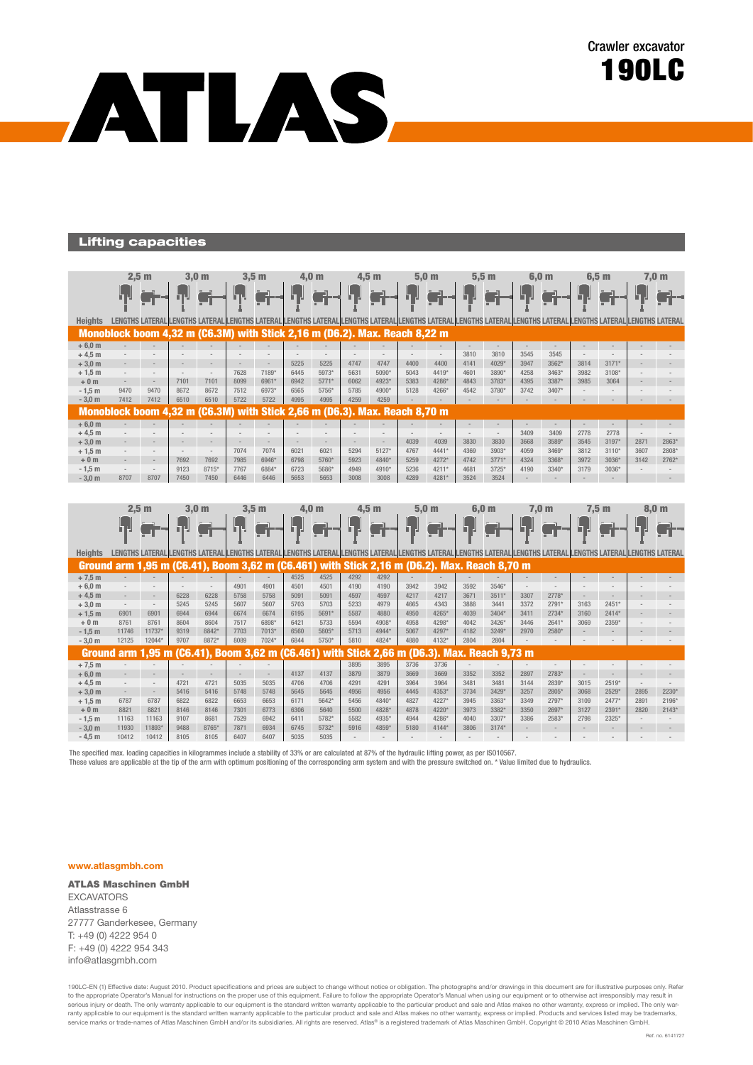Crawler excavator
**190LC**

# ATLAS

## Lifting capacities

| Heights | 2,5 m LENGTHS | 2,5 m LATERAL | 3,0 m LENGTHS | 3,0 m LATERAL | 3,5 m LENGTHS | 3,5 m LATERAL | 4,0 m LENGTHS | 4,0 m LATERAL | 4,5 m LENGTHS | 4,5 m LATERAL | 5,0 m LENGTHS | 5,0 m LATERAL | 5,5 m LENGTHS | 5,5 m LATERAL | 6,0 m LENGTHS | 6,0 m LATERAL | 6,5 m LENGTHS | 6,5 m LATERAL | 7,0 m LENGTHS | 7,0 m LATERAL |
|---|---|---|---|---|---|---|---|---|---|---|---|---|---|---|---|---|---|---|---|---|
| **Monoblock boom 4,32 m (C6.3M) with Stick 2,16 m (D6.2). Max. Reach 8,22 m** | | | | | | | | | | | | | | | | | | | | |
| + 6,0 m | - | - | - | - | - | - | - | - | - | - | - | - | - | - | - | - | - | - | - | - |
| + 4,5 m | - | - | - | - | - | - | - | - | - | - | - | - | 3810 | 3810 | 3545 | 3545 | - | - | - | - |
| + 3,0 m | - | - | - | - | - | - | 5225 | 5225 | 4747 | 4747 | 4400 | 4400 | 4141 | 4029* | 3947 | 3562* | 3814 | 3171* | - | - |
| + 1,5 m | - | - | - | - | 7628 | 7189* | 6445 | 5973* | 5631 | 5090* | 5043 | 4419* | 4601 | 3890* | 4258 | 3463* | 3982 | 3108* | - | - |
| + 0 m | - | - | 7101 | 7101 | 8099 | 6961* | 6942 | 5771* | 6062 | 4923* | 5383 | 4286* | 4843 | 3783* | 4395 | 3387* | 3985 | 3064 | - | - |
| - 1,5 m | 9470 | 9470 | 8672 | 8672 | 7512 | 6973* | 6565 | 5756* | 5785 | 4900* | 5128 | 4266* | 4542 | 3780* | 3742 | 3407* | - | - | - | - |
| - 3,0 m | 7412 | 7412 | 6510 | 6510 | 5722 | 5722 | 4995 | 4995 | 4259 | 4259 | - | - | - | - | - | - | - | - | - | - |
| **Monoblock boom 4,32 m (C6.3M) with Stick 2,66 m (D6.3). Max. Reach 8,70 m** | | | | | | | | | | | | | | | | | | | | |
| + 6,0 m | - | - | - | - | - | - | - | - | - | - | - | - | - | - | - | - | - | - | - | - |
| + 4,5 m | - | - | - | - | - | - | - | - | - | - | - | - | - | - | 3409 | 3409 | 2778 | 2778 | - | - |
| + 3,0 m | - | - | - | - | - | - | - | - | - | - | 4039 | 4039 | 3830 | 3830 | 3668 | 3589* | 3545 | 3197* | 2871 | 2863* |
| + 1,5 m | - | - | - | - | 7074 | 7074 | 6021 | 6021 | 5294 | 5127* | 4767 | 4441* | 4369 | 3903* | 4059 | 3469* | 3812 | 3110* | 3607 | 2808* |
| + 0 m | - | - | 7692 | 7692 | 7985 | 6946* | 6798 | 5760* | 5923 | 4840* | 5259 | 4272* | 4742 | 3771* | 4324 | 3368* | 3972 | 3036* | 3142 | 2762* |
| - 1,5 m | - | - | 9123 | 8715* | 7767 | 6884* | 6723 | 5686* | 4949 | 4910* | 5236 | 4211* | 4681 | 3725* | 4190 | 3340* | 3179 | 3036* | - | - |
| - 3,0 m | 8707 | 8707 | 7450 | 7450 | 6446 | 6446 | 5653 | 5653 | 3008 | 3008 | 4289 | 4281* | 3524 | 3524 | - | - | - | - | - | - |

| Heights | 2,5 m LENGTHS | 2,5 m LATERAL | 3,0 m LENGTHS | 3,0 m LATERAL | 3,5 m LENGTHS | 3,5 m LATERAL | 4,0 m LENGTHS | 4,0 m LATERAL | 4,5 m LENGTHS | 4,5 m LATERAL | 5,0 m LENGTHS | 5,0 m LATERAL | 6,0 m LENGTHS | 6,0 m LATERAL | 7,0 m LENGTHS | 7,0 m LATERAL | 7,5 m LENGTHS | 7,5 m LATERAL | 8,0 m LENGTHS | 8,0 m LATERAL |
|---|---|---|---|---|---|---|---|---|---|---|---|---|---|---|---|---|---|---|---|---|
| **Ground arm 1,95 m (C6.41), Boom 3,62 m (C6.461) with Stick 2,16 m (D6.2). Max. Reach 8,70 m** | | | | | | | | | | | | | | | | | | | | |
| + 7,5 m | - | - | - | - | - | - | 4525 | 4525 | 4292 | 4292 | - | - | - | - | - | - | - | - | - | - |
| + 6,0 m | - | - | - | - | 4901 | 4901 | 4501 | 4501 | 4190 | 4190 | 3942 | 3942 | 3592 | 3546* | - | - | - | - | - | - |
| + 4,5 m | - | - | 6228 | 6228 | 5758 | 5758 | 5091 | 5091 | 4597 | 4597 | 4217 | 4217 | 3671 | 3511* | 3307 | 2778* | - | - | - | - |
| + 3,0 m | - | - | 5245 | 5245 | 5607 | 5607 | 5703 | 5703 | 5233 | 4979 | 4665 | 4343 | 3888 | 3441 | 3372 | 2791* | 3163 | 2451* | - | - |
| + 1,5 m | 6901 | 6901 | 6944 | 6944 | 6674 | 6674 | 6195 | 5691* | 5587 | 4880 | 4950 | 4265* | 4039 | 3404* | 3411 | 2734* | 3160 | 2414* | - | - |
| + 0 m | 8761 | 8761 | 8604 | 8604 | 7517 | 6898* | 6421 | 5733 | 5594 | 4908* | 4958 | 4298* | 4042 | 3426* | 3446 | 2641* | 3069 | 2359* | - | - |
| - 1,5 m | 11746 | 11737* | 9319 | 8842* | 7703 | 7013* | 6560 | 5805* | 5713 | 4944* | 5067 | 4297* | 4182 | 3249* | 2970 | 2580* | - | - | - | - |
| - 3,0 m | 12125 | 12044* | 9707 | 8872* | 8089 | 7024* | 6844 | 5750* | 5810 | 4824* | 4880 | 4132* | 2804 | 2804 | - | - | - | - | - | - |
| **Ground arm 1,95 m (C6.41), Boom 3,62 m (C6.461) with Stick 2,66 m (D6.3). Max. Reach 9,73 m** | | | | | | | | | | | | | | | | | | | | |
| + 7,5 m | - | - | - | - | - | - | - | - | 3895 | 3895 | 3736 | 3736 | - | - | - | - | - | - | - | - |
| + 6,0 m | - | - | - | - | - | - | 4137 | 4137 | 3879 | 3879 | 3669 | 3669 | 3352 | 3352 | 2897 | 2783* | - | - | - | - |
| + 4,5 m | - | - | 4721 | 4721 | 5035 | 5035 | 4706 | 4706 | 4291 | 4291 | 3964 | 3964 | 3481 | 3481 | 3144 | 2839* | 3015 | 2519* | - | - |
| + 3,0 m | - | - | 5416 | 5416 | 5748 | 5748 | 5645 | 5645 | 4956 | 4956 | 4445 | 4353* | 3734 | 3429* | 3257 | 2805* | 3068 | 2529* | 2895 | 2230* |
| + 1,5 m | 6787 | 6787 | 6822 | 6822 | 6653 | 6653 | 6171 | 5642* | 5456 | 4840* | 4827 | 4227* | 3945 | 3363* | 3349 | 2797* | 3109 | 2477* | 2891 | 2196* |
| + 0 m | 8821 | 8821 | 8146 | 8146 | 7301 | 6773 | 6306 | 5640 | 5500 | 4828* | 4878 | 4220* | 3973 | 3382* | 3350 | 2697* | 3127 | 2391* | 2820 | 2143* |
| - 1,5 m | 11163 | 11163 | 9107 | 8681 | 7529 | 6942 | 6411 | 5782* | 5582 | 4935* | 4944 | 4286* | 4040 | 3307* | 3386 | 2583* | 2798 | 2325* | - | - |
| - 3,0 m | 11930 | 11893* | 9488 | 8765* | 7871 | 6934 | 6745 | 5732* | 5916 | 4859* | 5180 | 4144* | 3806 | 3174* | - | - | - | - | - | - |
| - 4,5 m | 10412 | 10412 | 8105 | 8105 | 6407 | 6407 | 5035 | 5035 | - | - | - | - | - | - | - | - | - | - | - | - |

The specified max. loading capacities in kilogrammes include a stability of 33% or are calculated at 87% of the hydraulic lifting power, as per ISO10567.
These values are applicable at the tip of the arm with optimum positioning of the corresponding arm system and with the pressure switched on. * Value limited due to hydraulics.

**www.atlasgmbh.com**

**ATLAS Maschinen GmbH**
EXCAVATORS
Atlasstrasse 6
27777 Ganderkesee, Germany
T: +49 (0) 4222 954 0
F: +49 (0) 4222 954 343
info@atlasgmbh.com

190LC-EN (1) Effective date: August 2010. Product specifications and prices are subject to change without notice or obligation. The photographs and/or drawings in this document are for illustrative purposes only. Refer to the appropriate Operator's Manual for instructions on the proper use of this equipment. Failure to follow the appropriate Operator's Manual when using our equipment or to otherwise act irresponsibly may result in serious injury or death. The only warranty applicable to our equipment is the standard written warranty applicable to the particular product and sale and Atlas makes no other warranty, express or implied. The only warranty applicable to our equipment is the standard written warranty applicable to the particular product and sale and Atlas makes no other warranty, express or implied. Products and services listed may be trademarks, service marks or trade-names of Atlas Maschinen GmbH and/or its subsidiaries. All rights are reserved. Atlas® is a registered trademark of Atlas Maschinen GmbH. Copyright © 2010 Atlas Maschinen GmbH.

Ref. no. 6141727